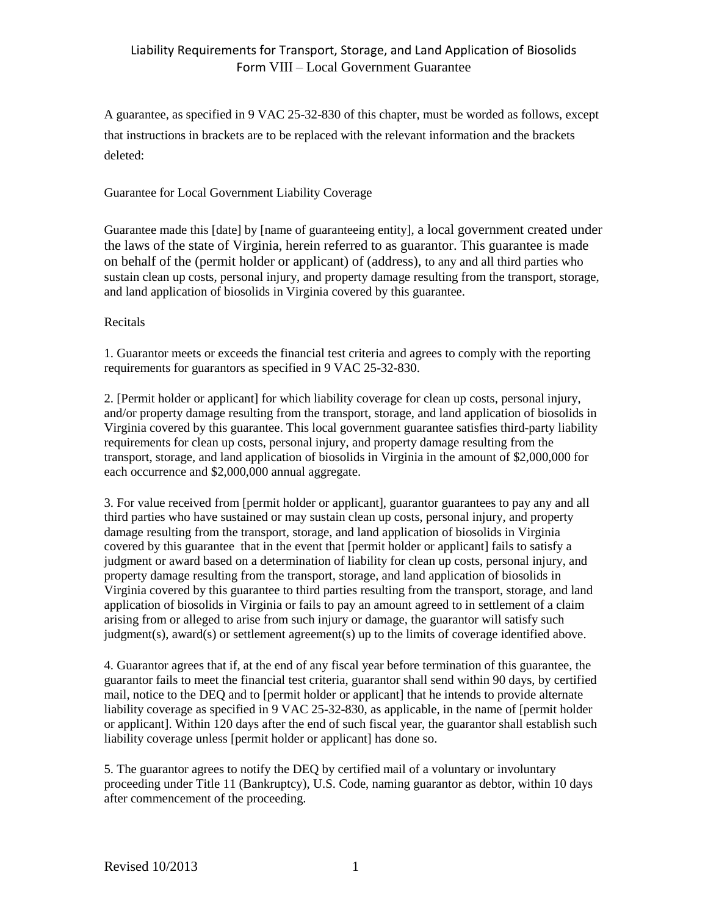# Liability Requirements for Transport, Storage, and Land Application of Biosolids
## Form VIII – Local Government Guarantee

A guarantee, as specified in 9 VAC 25-32-830 of this chapter, must be worded as follows, except that instructions in brackets are to be replaced with the relevant information and the brackets deleted:

Guarantee for Local Government Liability Coverage

Guarantee made this [date] by [name of guaranteeing entity], a local government created under the laws of the state of Virginia, herein referred to as guarantor. This guarantee is made on behalf of the (permit holder or applicant) of (address), to any and all third parties who sustain clean up costs, personal injury, and property damage resulting from the transport, storage, and land application of biosolids in Virginia covered by this guarantee.

Recitals

1. Guarantor meets or exceeds the financial test criteria and agrees to comply with the reporting requirements for guarantors as specified in 9 VAC 25-32-830.

2. [Permit holder or applicant] for which liability coverage for clean up costs, personal injury, and/or property damage resulting from the transport, storage, and land application of biosolids in Virginia covered by this guarantee. This local government guarantee satisfies third-party liability requirements for clean up costs, personal injury, and property damage resulting from the transport, storage, and land application of biosolids in Virginia in the amount of $2,000,000 for each occurrence and $2,000,000 annual aggregate.

3. For value received from [permit holder or applicant], guarantor guarantees to pay any and all third parties who have sustained or may sustain clean up costs, personal injury, and property damage resulting from the transport, storage, and land application of biosolids in Virginia covered by this guarantee that in the event that [permit holder or applicant] fails to satisfy a judgment or award based on a determination of liability for clean up costs, personal injury, and property damage resulting from the transport, storage, and land application of biosolids in Virginia covered by this guarantee to third parties resulting from the transport, storage, and land application of biosolids in Virginia or fails to pay an amount agreed to in settlement of a claim arising from or alleged to arise from such injury or damage, the guarantor will satisfy such judgment(s), award(s) or settlement agreement(s) up to the limits of coverage identified above.

4. Guarantor agrees that if, at the end of any fiscal year before termination of this guarantee, the guarantor fails to meet the financial test criteria, guarantor shall send within 90 days, by certified mail, notice to the DEQ and to [permit holder or applicant] that he intends to provide alternate liability coverage as specified in 9 VAC 25-32-830, as applicable, in the name of [permit holder or applicant]. Within 120 days after the end of such fiscal year, the guarantor shall establish such liability coverage unless [permit holder or applicant] has done so.

5. The guarantor agrees to notify the DEQ by certified mail of a voluntary or involuntary proceeding under Title 11 (Bankruptcy), U.S. Code, naming guarantor as debtor, within 10 days after commencement of the proceeding.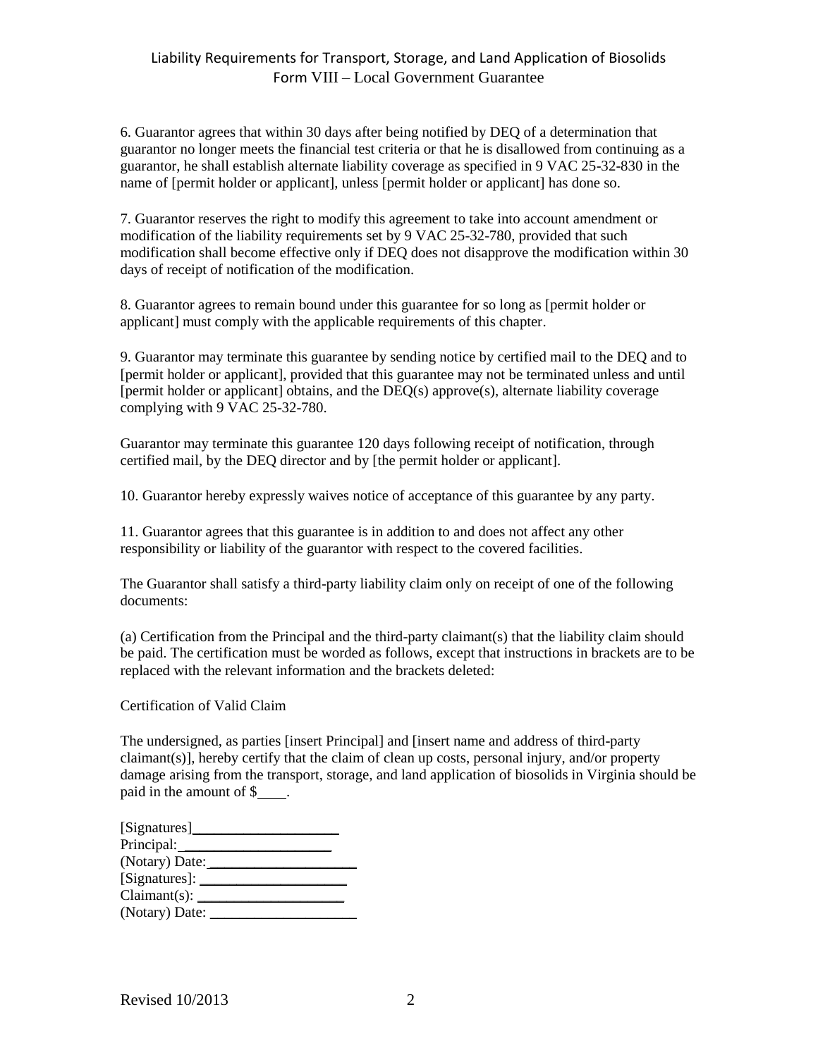6. Guarantor agrees that within 30 days after being notified by DEQ of a determination that guarantor no longer meets the financial test criteria or that he is disallowed from continuing as a guarantor, he shall establish alternate liability coverage as specified in 9 VAC 25-32-830 in the name of [permit holder or applicant], unless [permit holder or applicant] has done so.

7. Guarantor reserves the right to modify this agreement to take into account amendment or modification of the liability requirements set by 9 VAC 25-32-780, provided that such modification shall become effective only if DEQ does not disapprove the modification within 30 days of receipt of notification of the modification.

8. Guarantor agrees to remain bound under this guarantee for so long as [permit holder or applicant] must comply with the applicable requirements of this chapter.

9. Guarantor may terminate this guarantee by sending notice by certified mail to the DEQ and to [permit holder or applicant], provided that this guarantee may not be terminated unless and until [permit holder or applicant] obtains, and the DEQ(s) approve(s), alternate liability coverage complying with 9 VAC 25-32-780.

Guarantor may terminate this guarantee 120 days following receipt of notification, through certified mail, by the DEQ director and by [the permit holder or applicant].

10. Guarantor hereby expressly waives notice of acceptance of this guarantee by any party.

11. Guarantor agrees that this guarantee is in addition to and does not affect any other responsibility or liability of the guarantor with respect to the covered facilities.

The Guarantor shall satisfy a third-party liability claim only on receipt of one of the following documents:

(a) Certification from the Principal and the third-party claimant(s) that the liability claim should be paid. The certification must be worded as follows, except that instructions in brackets are to be replaced with the relevant information and the brackets deleted:

Certification of Valid Claim

The undersigned, as parties [insert Principal] and [insert name and address of third-party claimant(s)], hereby certify that the claim of clean up costs, personal injury, and/or property damage arising from the transport, storage, and land application of biosolids in Virginia should be paid in the amount of $____.

[Signatures]____________________
Principal: ____________________
(Notary) Date: ____________________
[Signatures]: ____________________
Claimant(s): ____________________
(Notary) Date: ____________________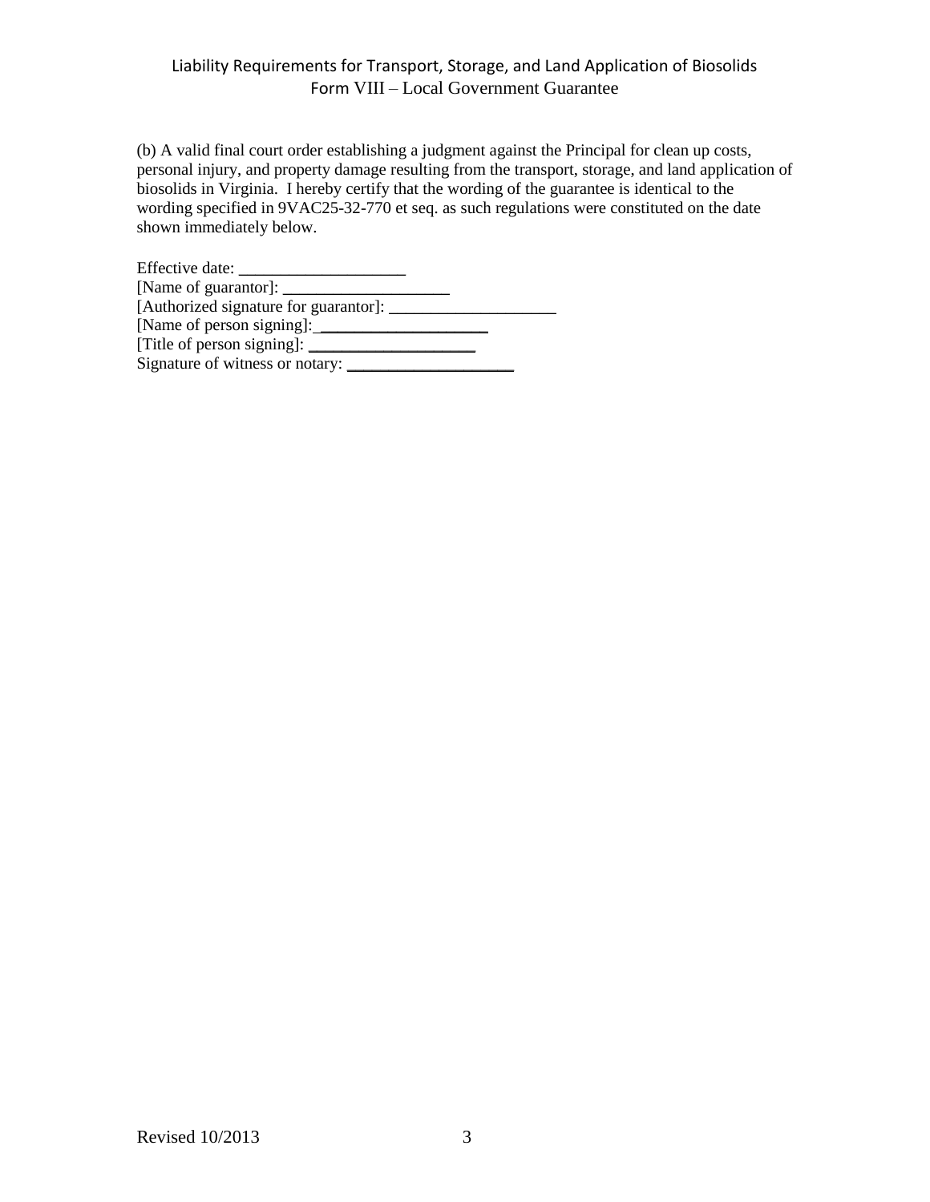(b) A valid final court order establishing a judgment against the Principal for clean up costs, personal injury, and property damage resulting from the transport, storage, and land application of biosolids in Virginia. I hereby certify that the wording of the guarantee is identical to the wording specified in 9VAC25-32-770 et seq. as such regulations were constituted on the date shown immediately below.

Effective date: ____________________
[Name of guarantor]: ____________________
[Authorized signature for guarantor]: ____________________
[Name of person signing]: ____________________
[Title of person signing]: ____________________
Signature of witness or notary: ____________________